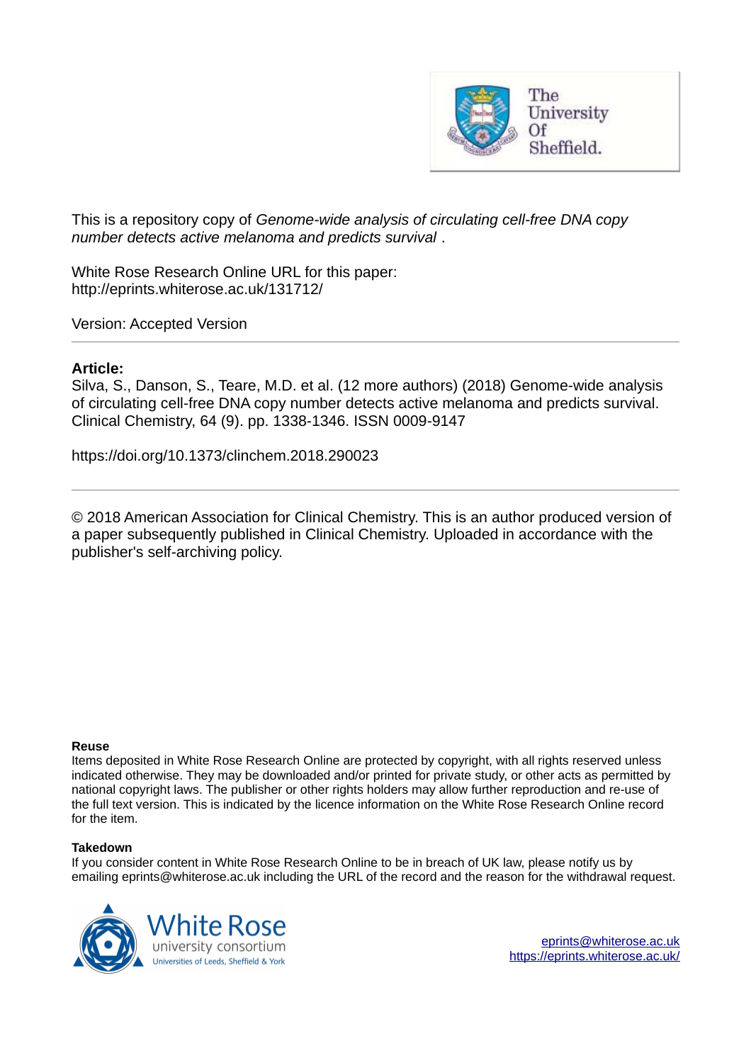This is a repository copy of *Genome-wide analysis of circulating cell-free DNA copy number detects active melanoma and predicts survival* .

White Rose Research Online URL for this paper:
http://eprints.whiterose.ac.uk/131712/

Version: Accepted Version

---

**Article:**

Silva, S., Danson, S., Teare, M.D. et al. (12 more authors) (2018) Genome-wide analysis of circulating cell-free DNA copy number detects active melanoma and predicts survival. Clinical Chemistry, 64 (9). pp. 1338-1346. ISSN 0009-9147

https://doi.org/10.1373/clinchem.2018.290023

---

© 2018 American Association for Clinical Chemistry. This is an author produced version of a paper subsequently published in Clinical Chemistry. Uploaded in accordance with the publisher's self-archiving policy.

**Reuse**

Items deposited in White Rose Research Online are protected by copyright, with all rights reserved unless indicated otherwise. They may be downloaded and/or printed for private study, or other acts as permitted by national copyright laws. The publisher or other rights holders may allow further reproduction and re-use of the full text version. This is indicated by the licence information on the White Rose Research Online record for the item.

**Takedown**

If you consider content in White Rose Research Online to be in breach of UK law, please notify us by emailing eprints@whiterose.ac.uk including the URL of the record and the reason for the withdrawal request.

eprints@whiterose.ac.uk
https://eprints.whiterose.ac.uk/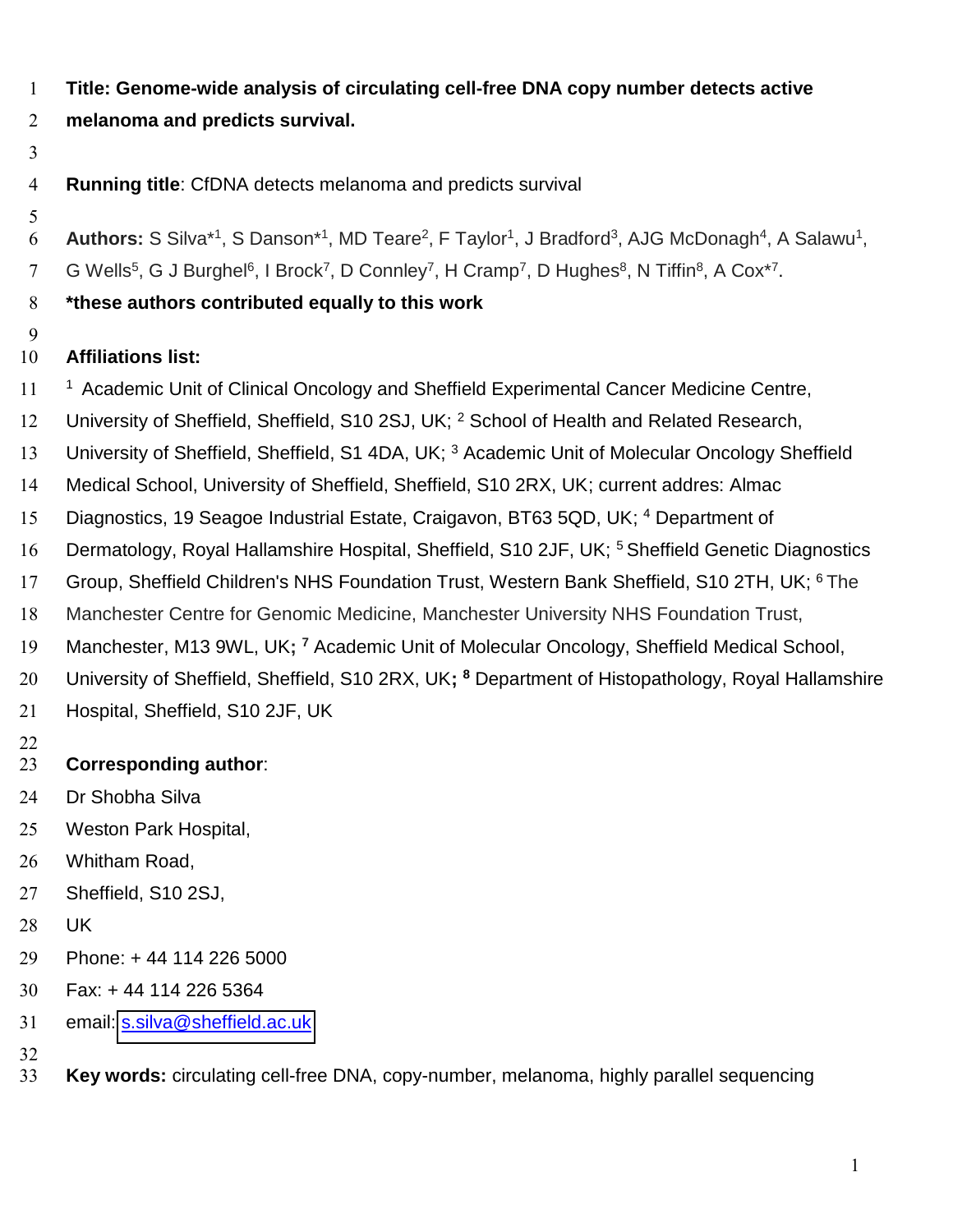**Title: Genome-wide analysis of circulating cell-free DNA copy number detects active melanoma and predicts survival.**

**Running title**: CfDNA detects melanoma and predicts survival

**Authors:** S Silva*[1], S Danson*[1], MD Teare[2], F Taylor[1], J Bradford[3], AJG McDonagh[4], A Salawu[1], G Wells[5], G J Burghel[6], I Brock[7], D Connley[7], H Cramp[7], D Hughes[8], N Tiffin[8], A Cox*[7].

**\*these authors contributed equally to this work**

**Affiliations list:**

[1] Academic Unit of Clinical Oncology and Sheffield Experimental Cancer Medicine Centre, University of Sheffield, Sheffield, S10 2SJ, UK; [2] School of Health and Related Research, University of Sheffield, Sheffield, S1 4DA, UK; [3] Academic Unit of Molecular Oncology Sheffield Medical School, University of Sheffield, Sheffield, S10 2RX, UK; current addres: Almac Diagnostics, 19 Seagoe Industrial Estate, Craigavon, BT63 5QD, UK; [4] Department of Dermatology, Royal Hallamshire Hospital, Sheffield, S10 2JF, UK; [5] Sheffield Genetic Diagnostics Group, Sheffield Children's NHS Foundation Trust, Western Bank Sheffield, S10 2TH, UK; [6] The Manchester Centre for Genomic Medicine, Manchester University NHS Foundation Trust, Manchester, M13 9WL, UK**;** [7] Academic Unit of Molecular Oncology, Sheffield Medical School, University of Sheffield, Sheffield, S10 2RX, UK**;** [8] Department of Histopathology, Royal Hallamshire Hospital, Sheffield, S10 2JF, UK

**Corresponding author**:

Dr Shobha Silva
Weston Park Hospital,
Whitham Road,
Sheffield, S10 2SJ,
UK
Phone: + 44 114 226 5000
Fax: + 44 114 226 5364
email: s.silva@sheffield.ac.uk

**Key words:** circulating cell-free DNA, copy-number, melanoma, highly parallel sequencing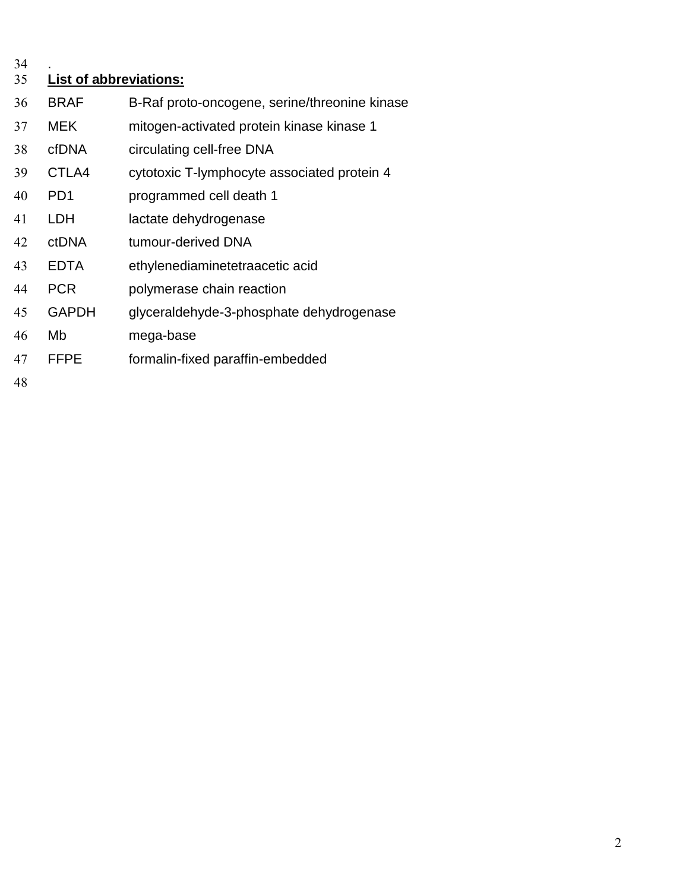.

**List of abbreviations:**

| | |
|---|---|
| BRAF | B-Raf proto-oncogene, serine/threonine kinase |
| MEK | mitogen-activated protein kinase kinase 1 |
| cfDNA | circulating cell-free DNA |
| CTLA4 | cytotoxic T-lymphocyte associated protein 4 |
| PD1 | programmed cell death 1 |
| LDH | lactate dehydrogenase |
| ctDNA | tumour-derived DNA |
| EDTA | ethylenediaminetetraacetic acid |
| PCR | polymerase chain reaction |
| GAPDH | glyceraldehyde-3-phosphate dehydrogenase |
| Mb | mega-base |
| FFPE | formalin-fixed paraffin-embedded |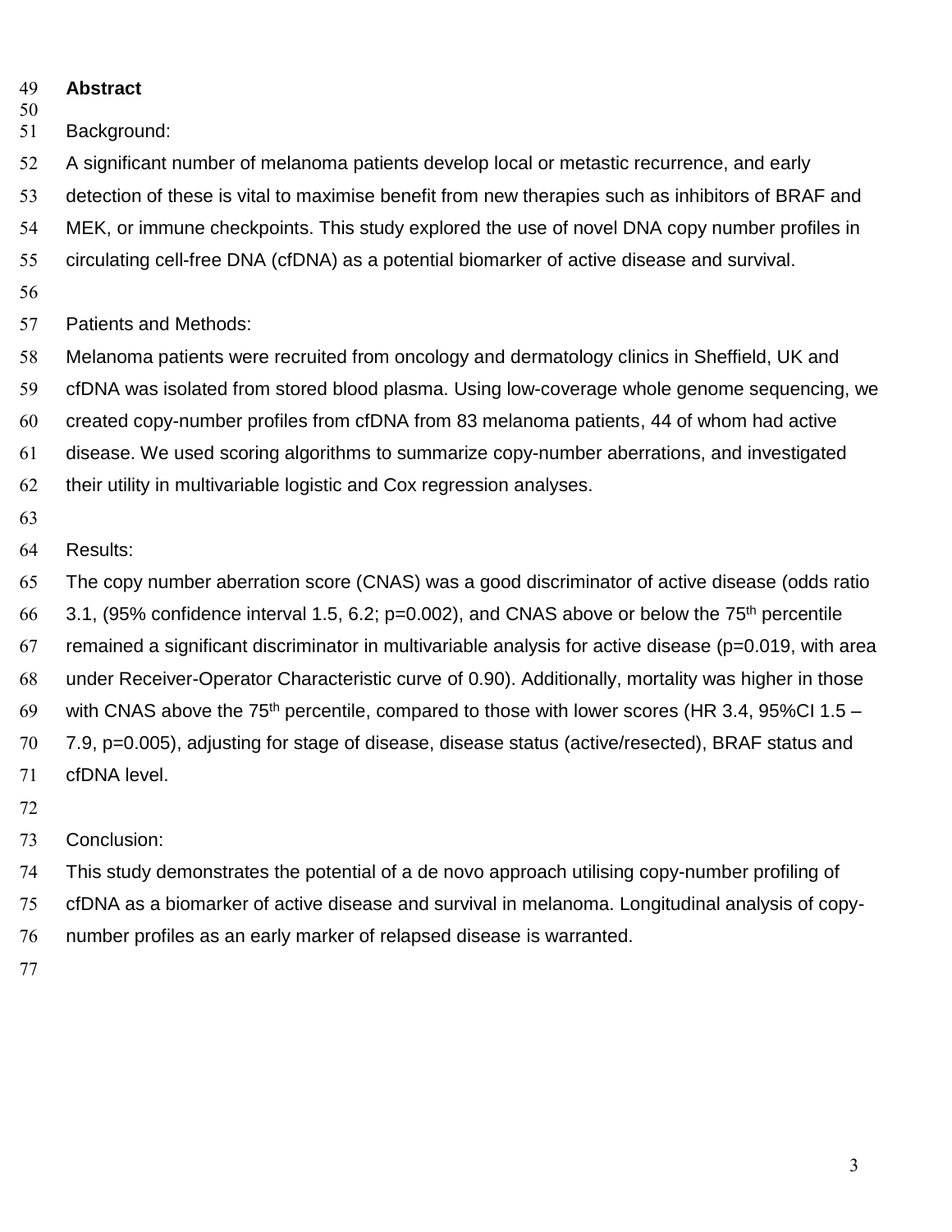## Abstract

Background:

A significant number of melanoma patients develop local or metastic recurrence, and early detection of these is vital to maximise benefit from new therapies such as inhibitors of BRAF and MEK, or immune checkpoints. This study explored the use of novel DNA copy number profiles in circulating cell-free DNA (cfDNA) as a potential biomarker of active disease and survival.

Patients and Methods:

Melanoma patients were recruited from oncology and dermatology clinics in Sheffield, UK and cfDNA was isolated from stored blood plasma. Using low-coverage whole genome sequencing, we created copy-number profiles from cfDNA from 83 melanoma patients, 44 of whom had active disease. We used scoring algorithms to summarize copy-number aberrations, and investigated their utility in multivariable logistic and Cox regression analyses.

Results:

The copy number aberration score (CNAS) was a good discriminator of active disease (odds ratio 3.1, (95% confidence interval 1.5, 6.2; p=0.002), and CNAS above or below the 75$^{th}$ percentile remained a significant discriminator in multivariable analysis for active disease (p=0.019, with area under Receiver-Operator Characteristic curve of 0.90). Additionally, mortality was higher in those with CNAS above the 75$^{th}$ percentile, compared to those with lower scores (HR 3.4, 95%CI 1.5 – 7.9, p=0.005), adjusting for stage of disease, disease status (active/resected), BRAF status and cfDNA level.

Conclusion:

This study demonstrates the potential of a de novo approach utilising copy-number profiling of cfDNA as a biomarker of active disease and survival in melanoma. Longitudinal analysis of copy-number profiles as an early marker of relapsed disease is warranted.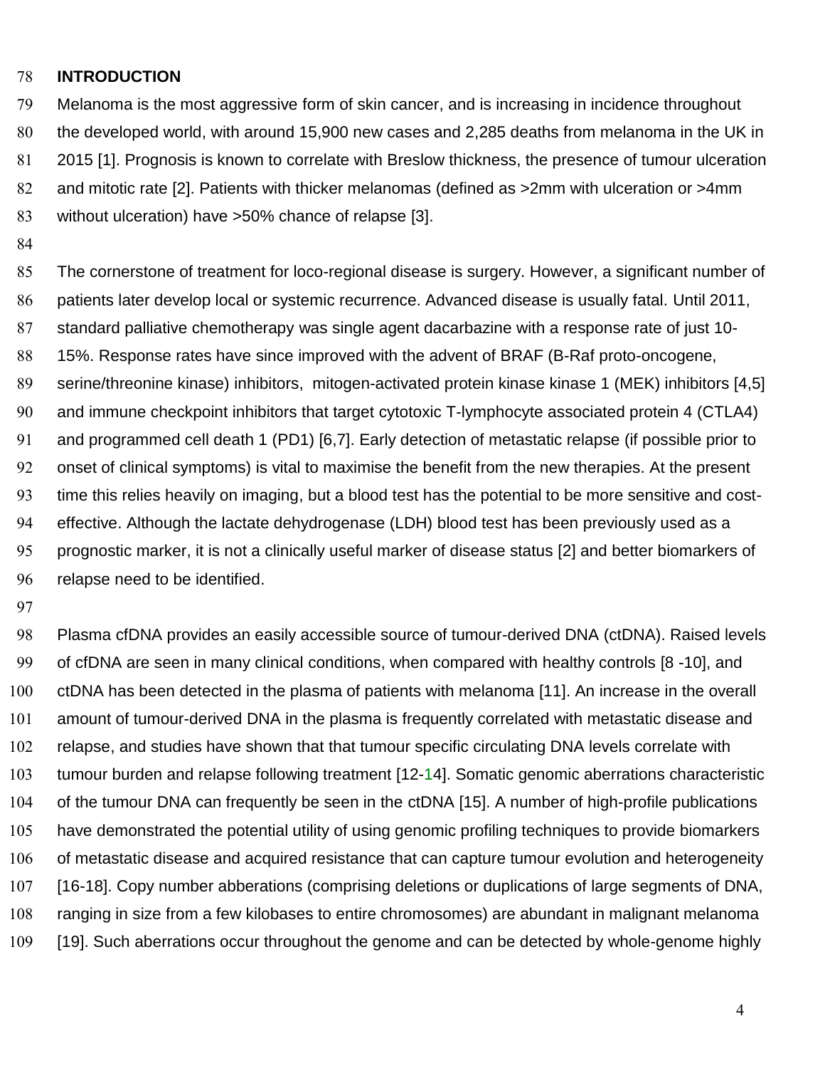## INTRODUCTION

Melanoma is the most aggressive form of skin cancer, and is increasing in incidence throughout the developed world, with around 15,900 new cases and 2,285 deaths from melanoma in the UK in 2015 [1]. Prognosis is known to correlate with Breslow thickness, the presence of tumour ulceration and mitotic rate [2]. Patients with thicker melanomas (defined as >2mm with ulceration or >4mm without ulceration) have >50% chance of relapse [3].

The cornerstone of treatment for loco-regional disease is surgery. However, a significant number of patients later develop local or systemic recurrence. Advanced disease is usually fatal. Until 2011, standard palliative chemotherapy was single agent dacarbazine with a response rate of just 10-15%. Response rates have since improved with the advent of BRAF (B-Raf proto-oncogene, serine/threonine kinase) inhibitors, mitogen-activated protein kinase kinase 1 (MEK) inhibitors [4,5] and immune checkpoint inhibitors that target cytotoxic T-lymphocyte associated protein 4 (CTLA4) and programmed cell death 1 (PD1) [6,7]. Early detection of metastatic relapse (if possible prior to onset of clinical symptoms) is vital to maximise the benefit from the new therapies. At the present time this relies heavily on imaging, but a blood test has the potential to be more sensitive and cost-effective. Although the lactate dehydrogenase (LDH) blood test has been previously used as a prognostic marker, it is not a clinically useful marker of disease status [2] and better biomarkers of relapse need to be identified.

Plasma cfDNA provides an easily accessible source of tumour-derived DNA (ctDNA). Raised levels of cfDNA are seen in many clinical conditions, when compared with healthy controls [8 -10], and ctDNA has been detected in the plasma of patients with melanoma [11]. An increase in the overall amount of tumour-derived DNA in the plasma is frequently correlated with metastatic disease and relapse, and studies have shown that that tumour specific circulating DNA levels correlate with tumour burden and relapse following treatment [12-14]. Somatic genomic aberrations characteristic of the tumour DNA can frequently be seen in the ctDNA [15]. A number of high-profile publications have demonstrated the potential utility of using genomic profiling techniques to provide biomarkers of metastatic disease and acquired resistance that can capture tumour evolution and heterogeneity [16-18]. Copy number abberations (comprising deletions or duplications of large segments of DNA, ranging in size from a few kilobases to entire chromosomes) are abundant in malignant melanoma [19]. Such aberrations occur throughout the genome and can be detected by whole-genome highly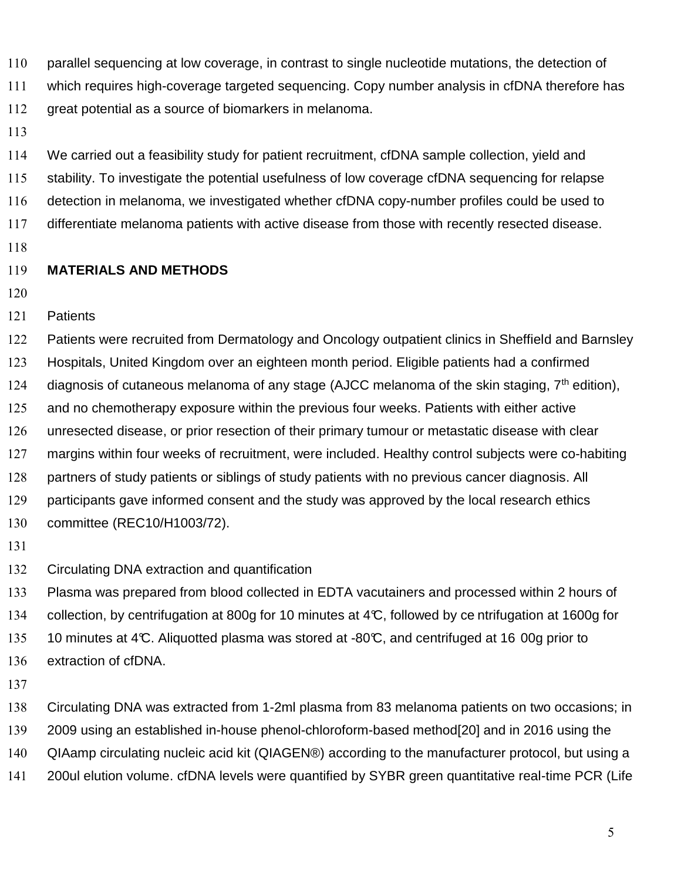parallel sequencing at low coverage, in contrast to single nucleotide mutations, the detection of which requires high-coverage targeted sequencing. Copy number analysis in cfDNA therefore has great potential as a source of biomarkers in melanoma.

We carried out a feasibility study for patient recruitment, cfDNA sample collection, yield and stability. To investigate the potential usefulness of low coverage cfDNA sequencing for relapse detection in melanoma, we investigated whether cfDNA copy-number profiles could be used to differentiate melanoma patients with active disease from those with recently resected disease.

## MATERIALS AND METHODS

### Patients

Patients were recruited from Dermatology and Oncology outpatient clinics in Sheffield and Barnsley Hospitals, United Kingdom over an eighteen month period. Eligible patients had a confirmed diagnosis of cutaneous melanoma of any stage (AJCC melanoma of the skin staging, 7th edition), and no chemotherapy exposure within the previous four weeks. Patients with either active unresected disease, or prior resection of their primary tumour or metastatic disease with clear margins within four weeks of recruitment, were included. Healthy control subjects were co-habiting partners of study patients or siblings of study patients with no previous cancer diagnosis. All participants gave informed consent and the study was approved by the local research ethics committee (REC10/H1003/72).

### Circulating DNA extraction and quantification

Plasma was prepared from blood collected in EDTA vacutainers and processed within 2 hours of collection, by centrifugation at 800g for 10 minutes at 4℃, followed by centrifugation at 1600g for 10 minutes at 4℃. Aliquotted plasma was stored at -80℃, and centrifuged at 1600g prior to extraction of cfDNA.

Circulating DNA was extracted from 1-2ml plasma from 83 melanoma patients on two occasions; in 2009 using an established in-house phenol-chloroform-based method[20] and in 2016 using the QIAamp circulating nucleic acid kit (QIAGEN®) according to the manufacturer protocol, but using a 200ul elution volume. cfDNA levels were quantified by SYBR green quantitative real-time PCR (Life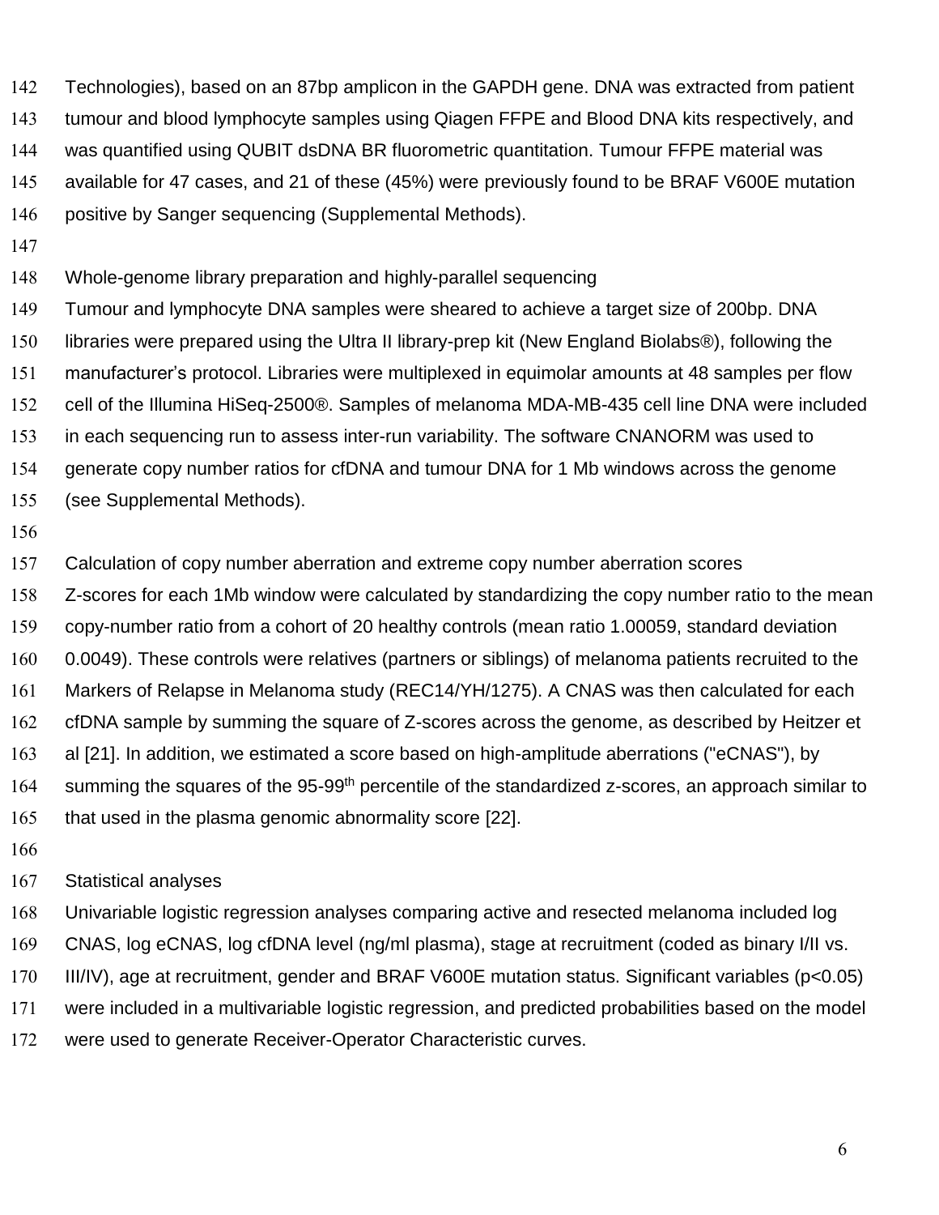Technologies), based on an 87bp amplicon in the GAPDH gene. DNA was extracted from patient tumour and blood lymphocyte samples using Qiagen FFPE and Blood DNA kits respectively, and was quantified using QUBIT dsDNA BR fluorometric quantitation. Tumour FFPE material was available for 47 cases, and 21 of these (45%) were previously found to be BRAF V600E mutation positive by Sanger sequencing (Supplemental Methods).

### Whole-genome library preparation and highly-parallel sequencing

Tumour and lymphocyte DNA samples were sheared to achieve a target size of 200bp. DNA libraries were prepared using the Ultra II library-prep kit (New England Biolabs®), following the manufacturer's protocol. Libraries were multiplexed in equimolar amounts at 48 samples per flow cell of the Illumina HiSeq-2500®. Samples of melanoma MDA-MB-435 cell line DNA were included in each sequencing run to assess inter-run variability. The software CNANORM was used to generate copy number ratios for cfDNA and tumour DNA for 1 Mb windows across the genome (see Supplemental Methods).

### Calculation of copy number aberration and extreme copy number aberration scores

Z-scores for each 1Mb window were calculated by standardizing the copy number ratio to the mean copy-number ratio from a cohort of 20 healthy controls (mean ratio 1.00059, standard deviation 0.0049). These controls were relatives (partners or siblings) of melanoma patients recruited to the Markers of Relapse in Melanoma study (REC14/YH/1275). A CNAS was then calculated for each cfDNA sample by summing the square of Z-scores across the genome, as described by Heitzer et al [21]. In addition, we estimated a score based on high-amplitude aberrations ("eCNAS"), by summing the squares of the 95-99$^{th}$ percentile of the standardized z-scores, an approach similar to that used in the plasma genomic abnormality score [22].

### Statistical analyses

Univariable logistic regression analyses comparing active and resected melanoma included log CNAS, log eCNAS, log cfDNA level (ng/ml plasma), stage at recruitment (coded as binary I/II vs. III/IV), age at recruitment, gender and BRAF V600E mutation status. Significant variables ($p<0.05$) were included in a multivariable logistic regression, and predicted probabilities based on the model were used to generate Receiver-Operator Characteristic curves.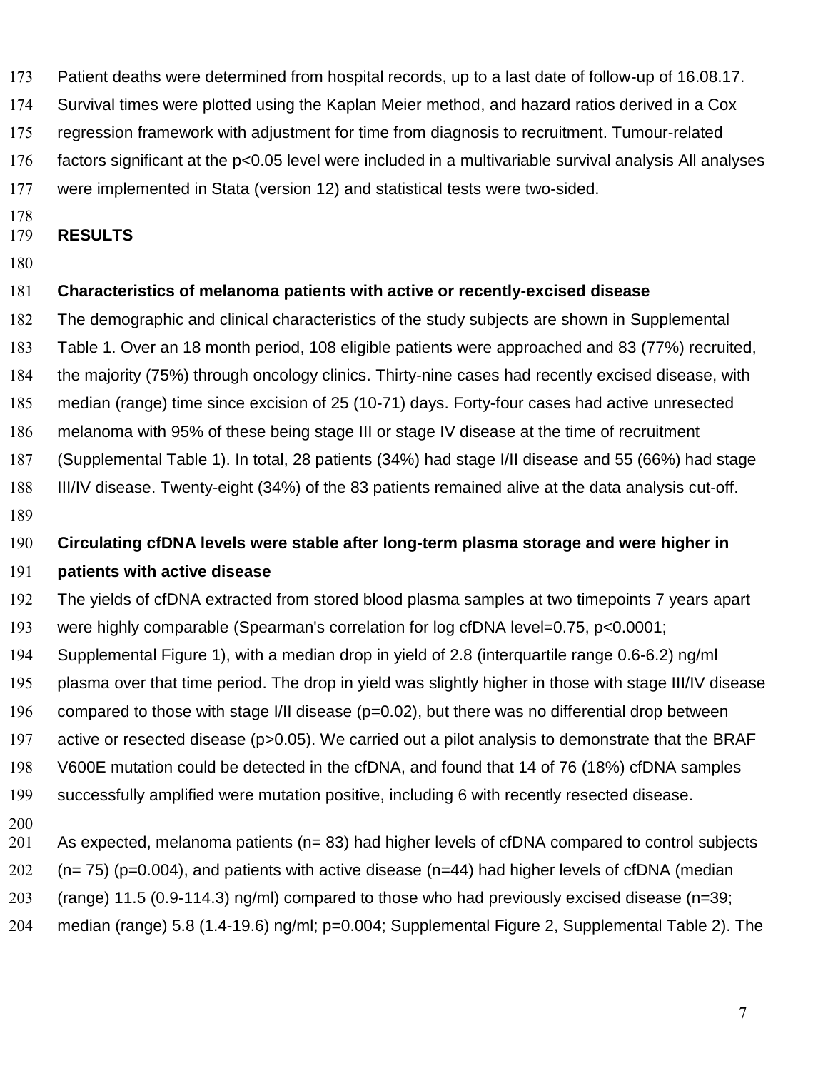Patient deaths were determined from hospital records, up to a last date of follow-up of 16.08.17. Survival times were plotted using the Kaplan Meier method, and hazard ratios derived in a Cox regression framework with adjustment for time from diagnosis to recruitment. Tumour-related factors significant at the $p<0.05$ level were included in a multivariable survival analysis All analyses were implemented in Stata (version 12) and statistical tests were two-sided.

## RESULTS

### Characteristics of melanoma patients with active or recently-excised disease

The demographic and clinical characteristics of the study subjects are shown in Supplemental Table 1. Over an 18 month period, 108 eligible patients were approached and 83 (77%) recruited, the majority (75%) through oncology clinics. Thirty-nine cases had recently excised disease, with median (range) time since excision of 25 (10-71) days. Forty-four cases had active unresected melanoma with 95% of these being stage III or stage IV disease at the time of recruitment (Supplemental Table 1). In total, 28 patients (34%) had stage I/II disease and 55 (66%) had stage III/IV disease. Twenty-eight (34%) of the 83 patients remained alive at the data analysis cut-off.

### Circulating cfDNA levels were stable after long-term plasma storage and were higher in patients with active disease

The yields of cfDNA extracted from stored blood plasma samples at two timepoints 7 years apart were highly comparable (Spearman's correlation for log cfDNA level=0.75, $p<0.0001$; Supplemental Figure 1), with a median drop in yield of 2.8 (interquartile range 0.6-6.2) ng/ml plasma over that time period. The drop in yield was slightly higher in those with stage III/IV disease compared to those with stage I/II disease ($p=0.02$), but there was no differential drop between active or resected disease ($p>0.05$). We carried out a pilot analysis to demonstrate that the BRAF V600E mutation could be detected in the cfDNA, and found that 14 of 76 (18%) cfDNA samples successfully amplified were mutation positive, including 6 with recently resected disease.

As expected, melanoma patients (n= 83) had higher levels of cfDNA compared to control subjects (n= 75) ($p=0.004$), and patients with active disease (n=44) had higher levels of cfDNA (median (range) 11.5 (0.9-114.3) ng/ml) compared to those who had previously excised disease (n=39; median (range) 5.8 (1.4-19.6) ng/ml; $p=0.004$; Supplemental Figure 2, Supplemental Table 2). The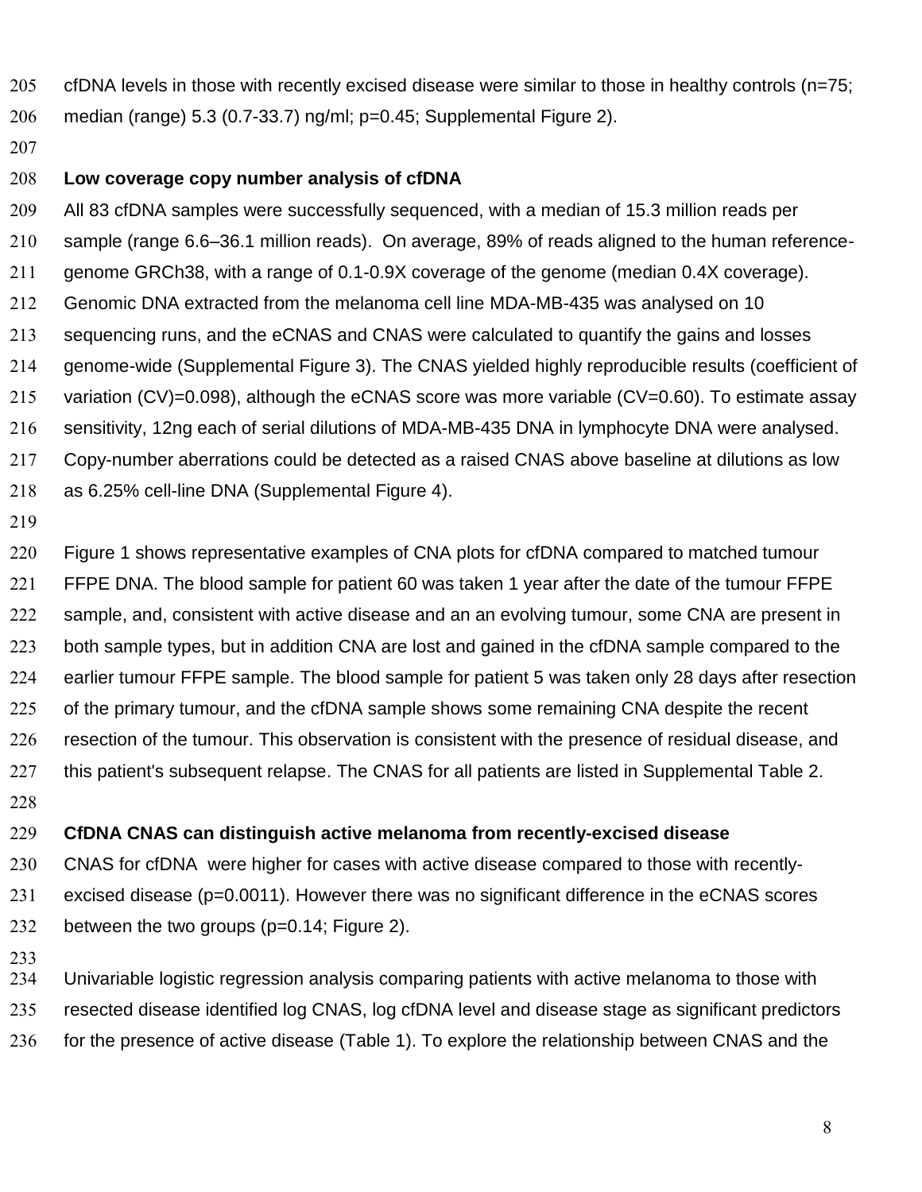cfDNA levels in those with recently excised disease were similar to those in healthy controls (n=75; median (range) 5.3 (0.7-33.7) ng/ml; p=0.45; Supplemental Figure 2).

**Low coverage copy number analysis of cfDNA**

All 83 cfDNA samples were successfully sequenced, with a median of 15.3 million reads per sample (range 6.6–36.1 million reads). On average, 89% of reads aligned to the human reference-genome GRCh38, with a range of 0.1-0.9X coverage of the genome (median 0.4X coverage). Genomic DNA extracted from the melanoma cell line MDA-MB-435 was analysed on 10 sequencing runs, and the eCNAS and CNAS were calculated to quantify the gains and losses genome-wide (Supplemental Figure 3). The CNAS yielded highly reproducible results (coefficient of variation (CV)=0.098), although the eCNAS score was more variable (CV=0.60). To estimate assay sensitivity, 12ng each of serial dilutions of MDA-MB-435 DNA in lymphocyte DNA were analysed. Copy-number aberrations could be detected as a raised CNAS above baseline at dilutions as low as 6.25% cell-line DNA (Supplemental Figure 4).

Figure 1 shows representative examples of CNA plots for cfDNA compared to matched tumour FFPE DNA. The blood sample for patient 60 was taken 1 year after the date of the tumour FFPE sample, and, consistent with active disease and an an evolving tumour, some CNA are present in both sample types, but in addition CNA are lost and gained in the cfDNA sample compared to the earlier tumour FFPE sample. The blood sample for patient 5 was taken only 28 days after resection of the primary tumour, and the cfDNA sample shows some remaining CNA despite the recent resection of the tumour. This observation is consistent with the presence of residual disease, and this patient's subsequent relapse. The CNAS for all patients are listed in Supplemental Table 2.

**CfDNA CNAS can distinguish active melanoma from recently-excised disease**

CNAS for cfDNA were higher for cases with active disease compared to those with recently-excised disease (p=0.0011). However there was no significant difference in the eCNAS scores between the two groups (p=0.14; Figure 2).

Univariable logistic regression analysis comparing patients with active melanoma to those with resected disease identified log CNAS, log cfDNA level and disease stage as significant predictors for the presence of active disease (Table 1). To explore the relationship between CNAS and the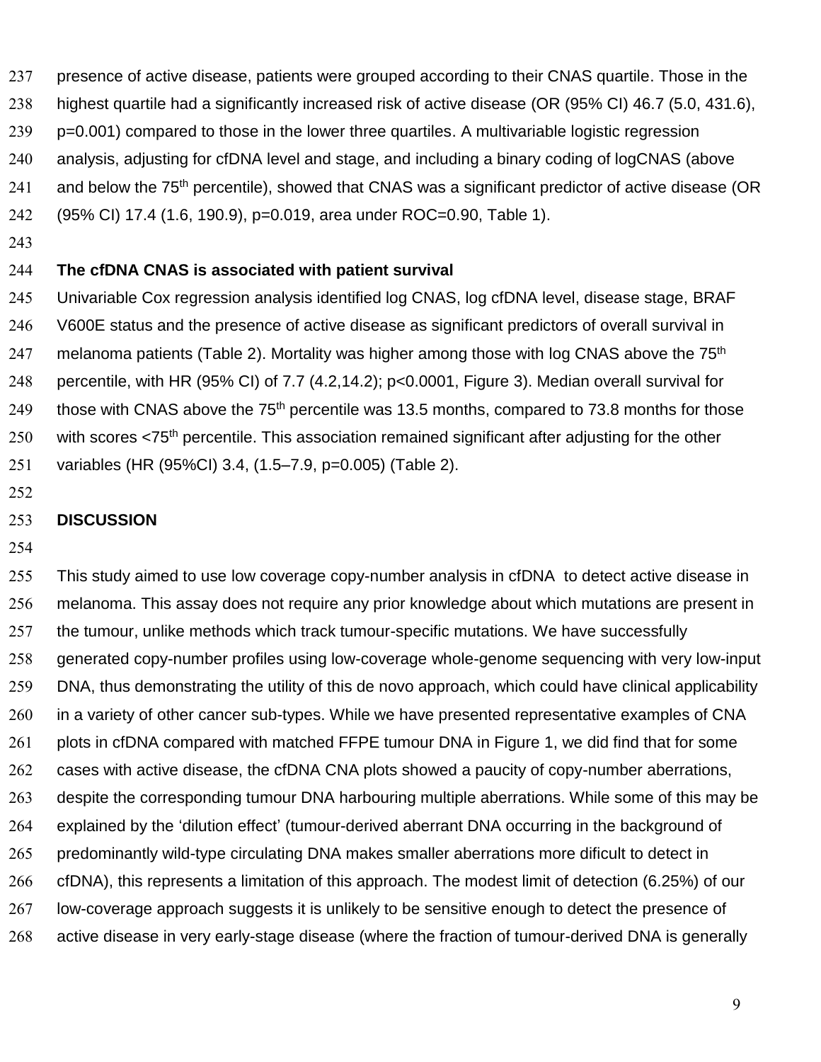presence of active disease, patients were grouped according to their CNAS quartile. Those in the highest quartile had a significantly increased risk of active disease (OR (95% CI) 46.7 (5.0, 431.6), p=0.001) compared to those in the lower three quartiles. A multivariable logistic regression analysis, adjusting for cfDNA level and stage, and including a binary coding of logCNAS (above and below the 75th percentile), showed that CNAS was a significant predictor of active disease (OR (95% CI) 17.4 (1.6, 190.9), p=0.019, area under ROC=0.90, Table 1).

### The cfDNA CNAS is associated with patient survival

Univariable Cox regression analysis identified log CNAS, log cfDNA level, disease stage, BRAF V600E status and the presence of active disease as significant predictors of overall survival in melanoma patients (Table 2). Mortality was higher among those with log CNAS above the 75th percentile, with HR (95% CI) of 7.7 (4.2,14.2); p<0.0001, Figure 3). Median overall survival for those with CNAS above the 75th percentile was 13.5 months, compared to 73.8 months for those with scores <75th percentile. This association remained significant after adjusting for the other variables (HR (95%CI) 3.4, (1.5–7.9, p=0.005) (Table 2).

## DISCUSSION

This study aimed to use low coverage copy-number analysis in cfDNA to detect active disease in melanoma. This assay does not require any prior knowledge about which mutations are present in the tumour, unlike methods which track tumour-specific mutations. We have successfully generated copy-number profiles using low-coverage whole-genome sequencing with very low-input DNA, thus demonstrating the utility of this de novo approach, which could have clinical applicability in a variety of other cancer sub-types. While we have presented representative examples of CNA plots in cfDNA compared with matched FFPE tumour DNA in Figure 1, we did find that for some cases with active disease, the cfDNA CNA plots showed a paucity of copy-number aberrations, despite the corresponding tumour DNA harbouring multiple aberrations. While some of this may be explained by the 'dilution effect' (tumour-derived aberrant DNA occurring in the background of predominantly wild-type circulating DNA makes smaller aberrations more dificult to detect in cfDNA), this represents a limitation of this approach. The modest limit of detection (6.25%) of our low-coverage approach suggests it is unlikely to be sensitive enough to detect the presence of active disease in very early-stage disease (where the fraction of tumour-derived DNA is generally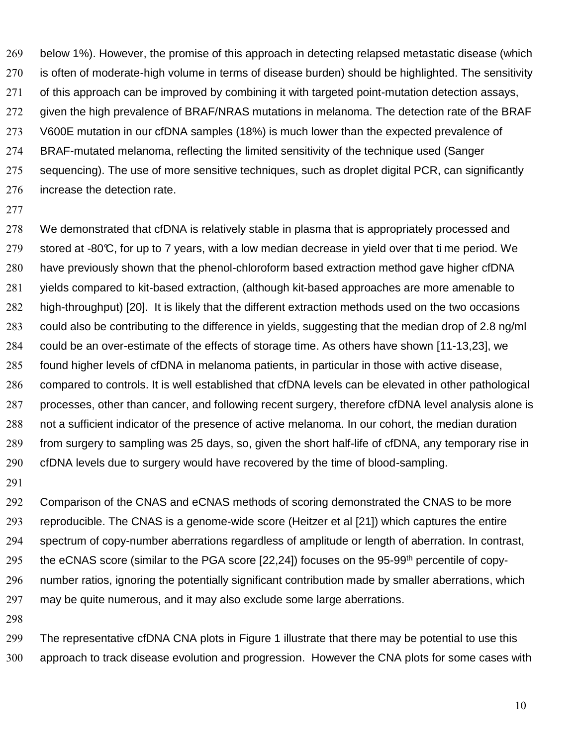below 1%). However, the promise of this approach in detecting relapsed metastatic disease (which is often of moderate-high volume in terms of disease burden) should be highlighted. The sensitivity of this approach can be improved by combining it with targeted point-mutation detection assays, given the high prevalence of BRAF/NRAS mutations in melanoma. The detection rate of the BRAF V600E mutation in our cfDNA samples (18%) is much lower than the expected prevalence of BRAF-mutated melanoma, reflecting the limited sensitivity of the technique used (Sanger sequencing). The use of more sensitive techniques, such as droplet digital PCR, can significantly increase the detection rate.

We demonstrated that cfDNA is relatively stable in plasma that is appropriately processed and stored at -80℃, for up to 7 years, with a low median decrease in yield over that time period. We have previously shown that the phenol-chloroform based extraction method gave higher cfDNA yields compared to kit-based extraction, (although kit-based approaches are more amenable to high-throughput) [20]. It is likely that the different extraction methods used on the two occasions could also be contributing to the difference in yields, suggesting that the median drop of 2.8 ng/ml could be an over-estimate of the effects of storage time. As others have shown [11-13,23], we found higher levels of cfDNA in melanoma patients, in particular in those with active disease, compared to controls. It is well established that cfDNA levels can be elevated in other pathological processes, other than cancer, and following recent surgery, therefore cfDNA level analysis alone is not a sufficient indicator of the presence of active melanoma. In our cohort, the median duration from surgery to sampling was 25 days, so, given the short half-life of cfDNA, any temporary rise in cfDNA levels due to surgery would have recovered by the time of blood-sampling.

Comparison of the CNAS and eCNAS methods of scoring demonstrated the CNAS to be more reproducible. The CNAS is a genome-wide score (Heitzer et al [21]) which captures the entire spectrum of copy-number aberrations regardless of amplitude or length of aberration. In contrast, the eCNAS score (similar to the PGA score [22,24]) focuses on the 95-99$^{th}$ percentile of copy-number ratios, ignoring the potentially significant contribution made by smaller aberrations, which may be quite numerous, and it may also exclude some large aberrations.

The representative cfDNA CNA plots in Figure 1 illustrate that there may be potential to use this approach to track disease evolution and progression. However the CNA plots for some cases with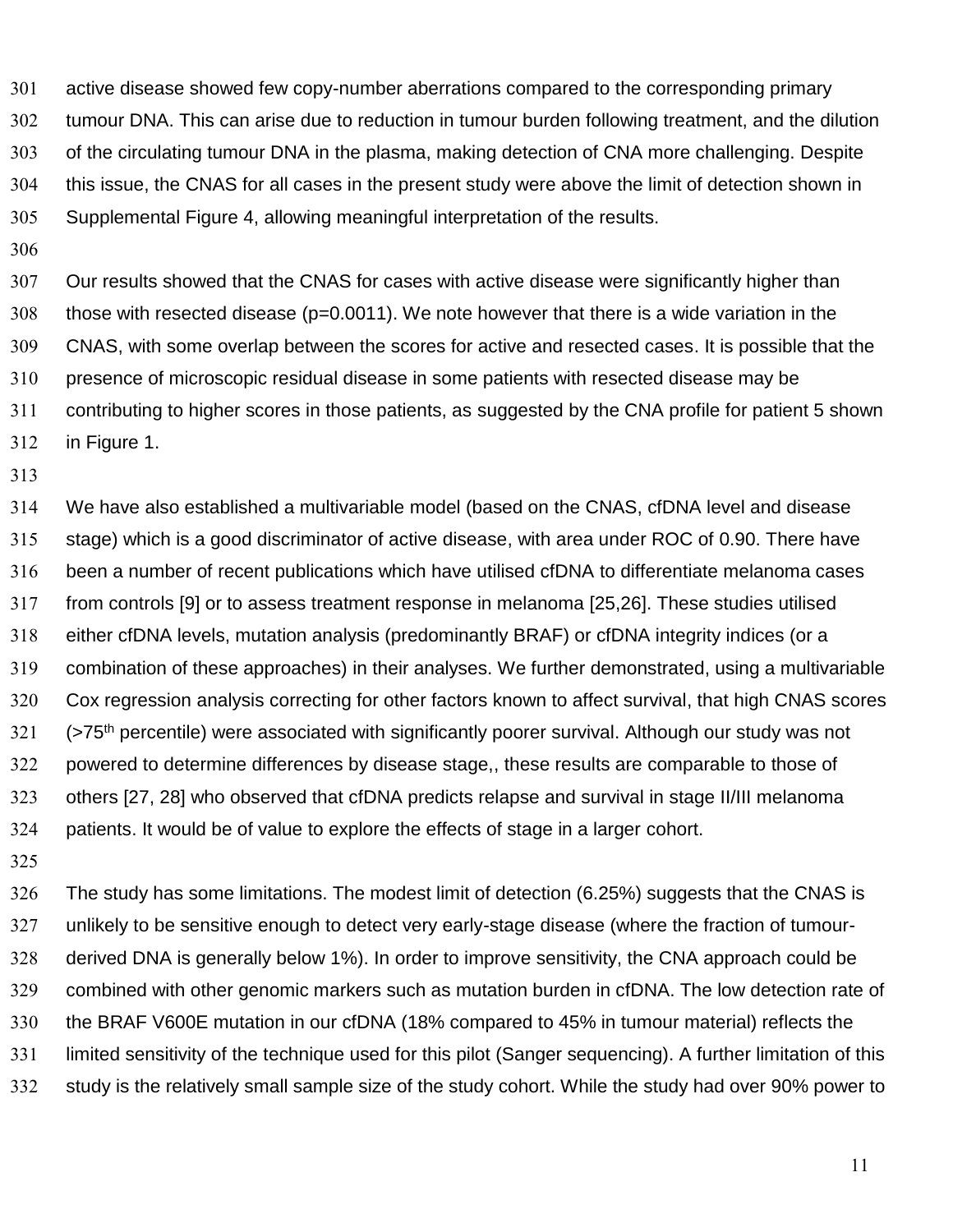active disease showed few copy-number aberrations compared to the corresponding primary tumour DNA. This can arise due to reduction in tumour burden following treatment, and the dilution of the circulating tumour DNA in the plasma, making detection of CNA more challenging. Despite this issue, the CNAS for all cases in the present study were above the limit of detection shown in Supplemental Figure 4, allowing meaningful interpretation of the results.

Our results showed that the CNAS for cases with active disease were significantly higher than those with resected disease ($p=0.0011$). We note however that there is a wide variation in the CNAS, with some overlap between the scores for active and resected cases. It is possible that the presence of microscopic residual disease in some patients with resected disease may be contributing to higher scores in those patients, as suggested by the CNA profile for patient 5 shown in Figure 1.

We have also established a multivariable model (based on the CNAS, cfDNA level and disease stage) which is a good discriminator of active disease, with area under ROC of 0.90. There have been a number of recent publications which have utilised cfDNA to differentiate melanoma cases from controls [9] or to assess treatment response in melanoma [25,26]. These studies utilised either cfDNA levels, mutation analysis (predominantly BRAF) or cfDNA integrity indices (or a combination of these approaches) in their analyses. We further demonstrated, using a multivariable Cox regression analysis correcting for other factors known to affect survival, that high CNAS scores (>75$^{th}$ percentile) were associated with significantly poorer survival. Although our study was not powered to determine differences by disease stage,, these results are comparable to those of others [27, 28] who observed that cfDNA predicts relapse and survival in stage II/III melanoma patients. It would be of value to explore the effects of stage in a larger cohort.

The study has some limitations. The modest limit of detection (6.25%) suggests that the CNAS is unlikely to be sensitive enough to detect very early-stage disease (where the fraction of tumour-derived DNA is generally below 1%). In order to improve sensitivity, the CNA approach could be combined with other genomic markers such as mutation burden in cfDNA. The low detection rate of the BRAF V600E mutation in our cfDNA (18% compared to 45% in tumour material) reflects the limited sensitivity of the technique used for this pilot (Sanger sequencing). A further limitation of this study is the relatively small sample size of the study cohort. While the study had over 90% power to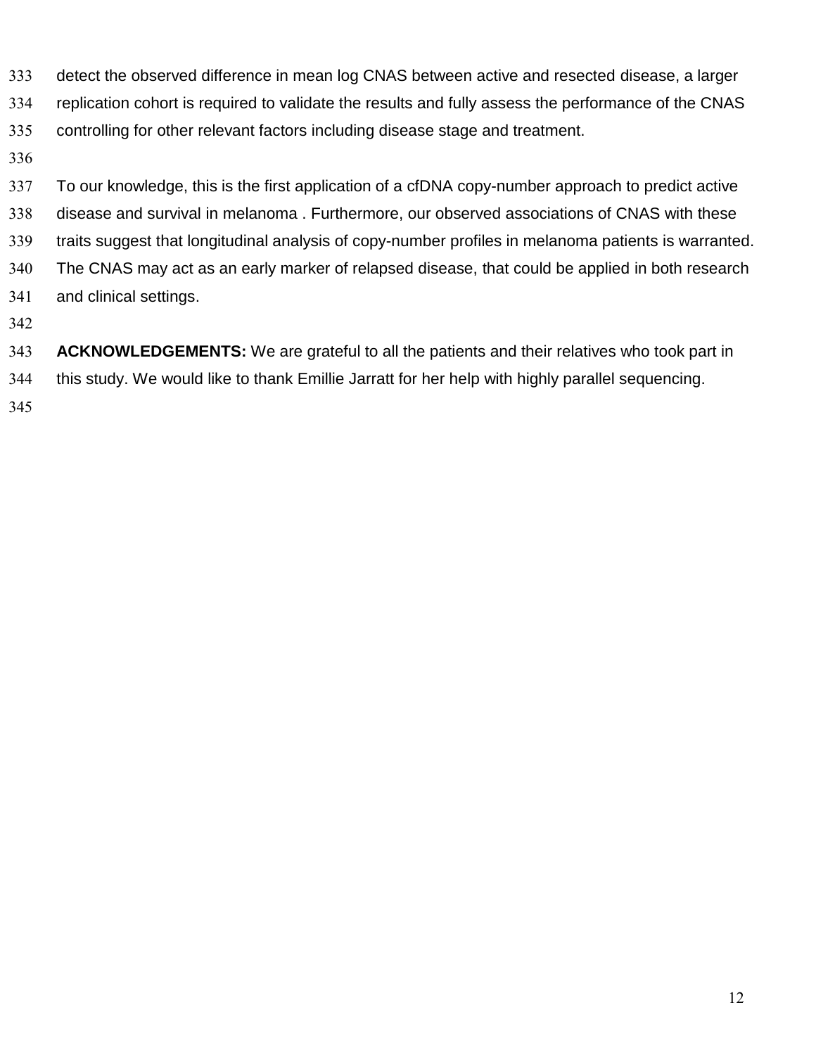detect the observed difference in mean log CNAS between active and resected disease, a larger replication cohort is required to validate the results and fully assess the performance of the CNAS controlling for other relevant factors including disease stage and treatment.

To our knowledge, this is the first application of a cfDNA copy-number approach to predict active disease and survival in melanoma . Furthermore, our observed associations of CNAS with these traits suggest that longitudinal analysis of copy-number profiles in melanoma patients is warranted. The CNAS may act as an early marker of relapsed disease, that could be applied in both research and clinical settings.

**ACKNOWLEDGEMENTS:** We are grateful to all the patients and their relatives who took part in this study. We would like to thank Emillie Jarratt for her help with highly parallel sequencing.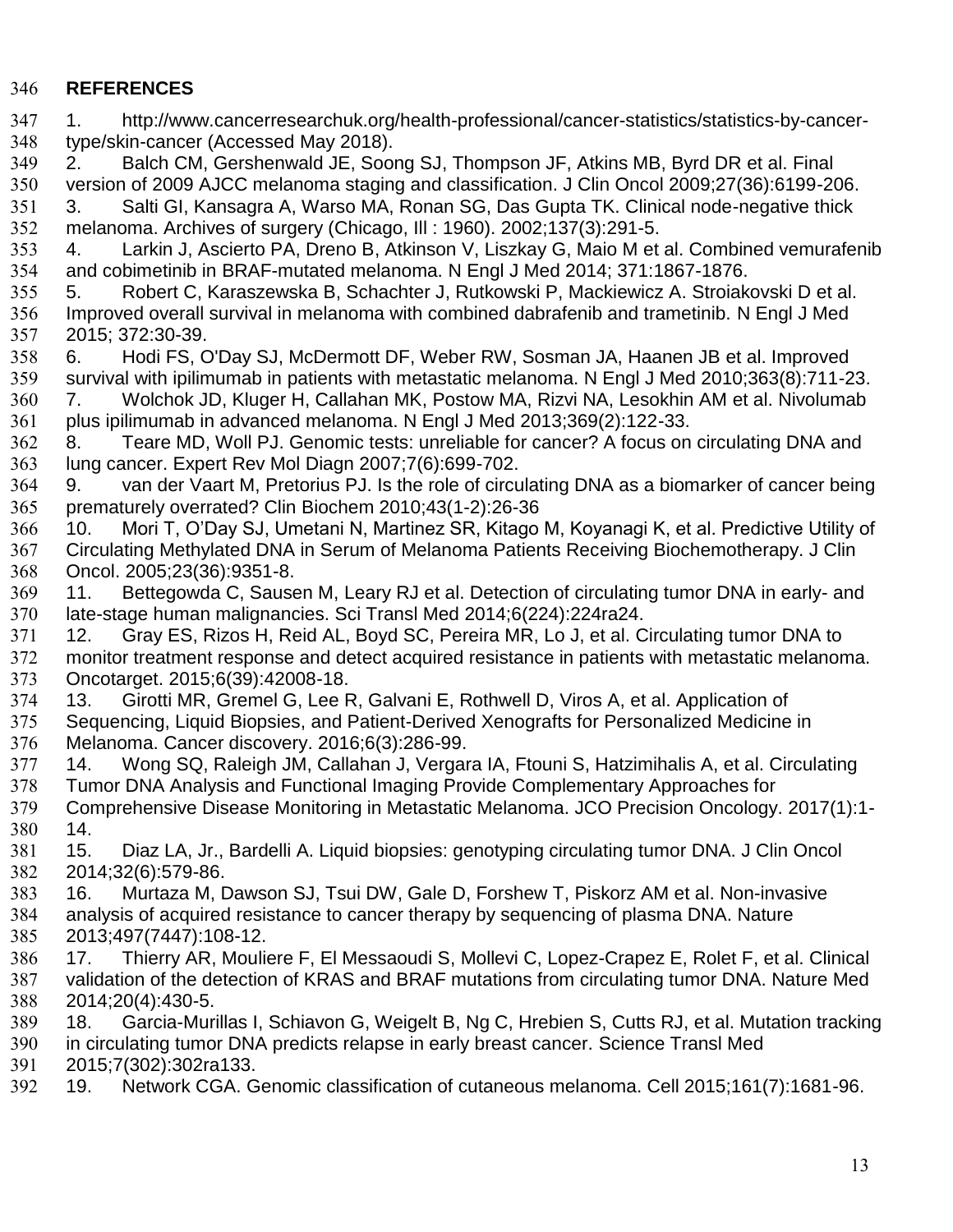## REFERENCES

1. http://www.cancerresearchuk.org/health-professional/cancer-statistics/statistics-by-cancer-type/skin-cancer (Accessed May 2018).
2. Balch CM, Gershenwald JE, Soong SJ, Thompson JF, Atkins MB, Byrd DR et al. Final version of 2009 AJCC melanoma staging and classification. J Clin Oncol 2009;27(36):6199-206.
3. Salti GI, Kansagra A, Warso MA, Ronan SG, Das Gupta TK. Clinical node-negative thick melanoma. Archives of surgery (Chicago, Ill : 1960). 2002;137(3):291-5.
4. Larkin J, Ascierto PA, Dreno B, Atkinson V, Liszkay G, Maio M et al. Combined vemurafenib and cobimetinib in BRAF-mutated melanoma. N Engl J Med 2014; 371:1867-1876.
5. Robert C, Karaszewska B, Schachter J, Rutkowski P, Mackiewicz A. Stroiakovski D et al. Improved overall survival in melanoma with combined dabrafenib and trametinib. N Engl J Med 2015; 372:30-39.
6. Hodi FS, O'Day SJ, McDermott DF, Weber RW, Sosman JA, Haanen JB et al. Improved survival with ipilimumab in patients with metastatic melanoma. N Engl J Med 2010;363(8):711-23.
7. Wolchok JD, Kluger H, Callahan MK, Postow MA, Rizvi NA, Lesokhin AM et al. Nivolumab plus ipilimumab in advanced melanoma. N Engl J Med 2013;369(2):122-33.
8. Teare MD, Woll PJ. Genomic tests: unreliable for cancer? A focus on circulating DNA and lung cancer. Expert Rev Mol Diagn 2007;7(6):699-702.
9. van der Vaart M, Pretorius PJ. Is the role of circulating DNA as a biomarker of cancer being prematurely overrated? Clin Biochem 2010;43(1-2):26-36
10. Mori T, O'Day SJ, Umetani N, Martinez SR, Kitago M, Koyanagi K, et al. Predictive Utility of Circulating Methylated DNA in Serum of Melanoma Patients Receiving Biochemotherapy. J Clin Oncol. 2005;23(36):9351-8.
11. Bettegowda C, Sausen M, Leary RJ et al. Detection of circulating tumor DNA in early- and late-stage human malignancies. Sci Transl Med 2014;6(224):224ra24.
12. Gray ES, Rizos H, Reid AL, Boyd SC, Pereira MR, Lo J, et al. Circulating tumor DNA to monitor treatment response and detect acquired resistance in patients with metastatic melanoma. Oncotarget. 2015;6(39):42008-18.
13. Girotti MR, Gremel G, Lee R, Galvani E, Rothwell D, Viros A, et al. Application of Sequencing, Liquid Biopsies, and Patient-Derived Xenografts for Personalized Medicine in Melanoma. Cancer discovery. 2016;6(3):286-99.
14. Wong SQ, Raleigh JM, Callahan J, Vergara IA, Ftouni S, Hatzimihalis A, et al. Circulating Tumor DNA Analysis and Functional Imaging Provide Complementary Approaches for Comprehensive Disease Monitoring in Metastatic Melanoma. JCO Precision Oncology. 2017(1):1-14.
15. Diaz LA, Jr., Bardelli A. Liquid biopsies: genotyping circulating tumor DNA. J Clin Oncol 2014;32(6):579-86.
16. Murtaza M, Dawson SJ, Tsui DW, Gale D, Forshew T, Piskorz AM et al. Non-invasive analysis of acquired resistance to cancer therapy by sequencing of plasma DNA. Nature 2013;497(7447):108-12.
17. Thierry AR, Mouliere F, El Messaoudi S, Mollevi C, Lopez-Crapez E, Rolet F, et al. Clinical validation of the detection of KRAS and BRAF mutations from circulating tumor DNA. Nature Med 2014;20(4):430-5.
18. Garcia-Murillas I, Schiavon G, Weigelt B, Ng C, Hrebien S, Cutts RJ, et al. Mutation tracking in circulating tumor DNA predicts relapse in early breast cancer. Science Transl Med 2015;7(302):302ra133.
19. Network CGA. Genomic classification of cutaneous melanoma. Cell 2015;161(7):1681-96.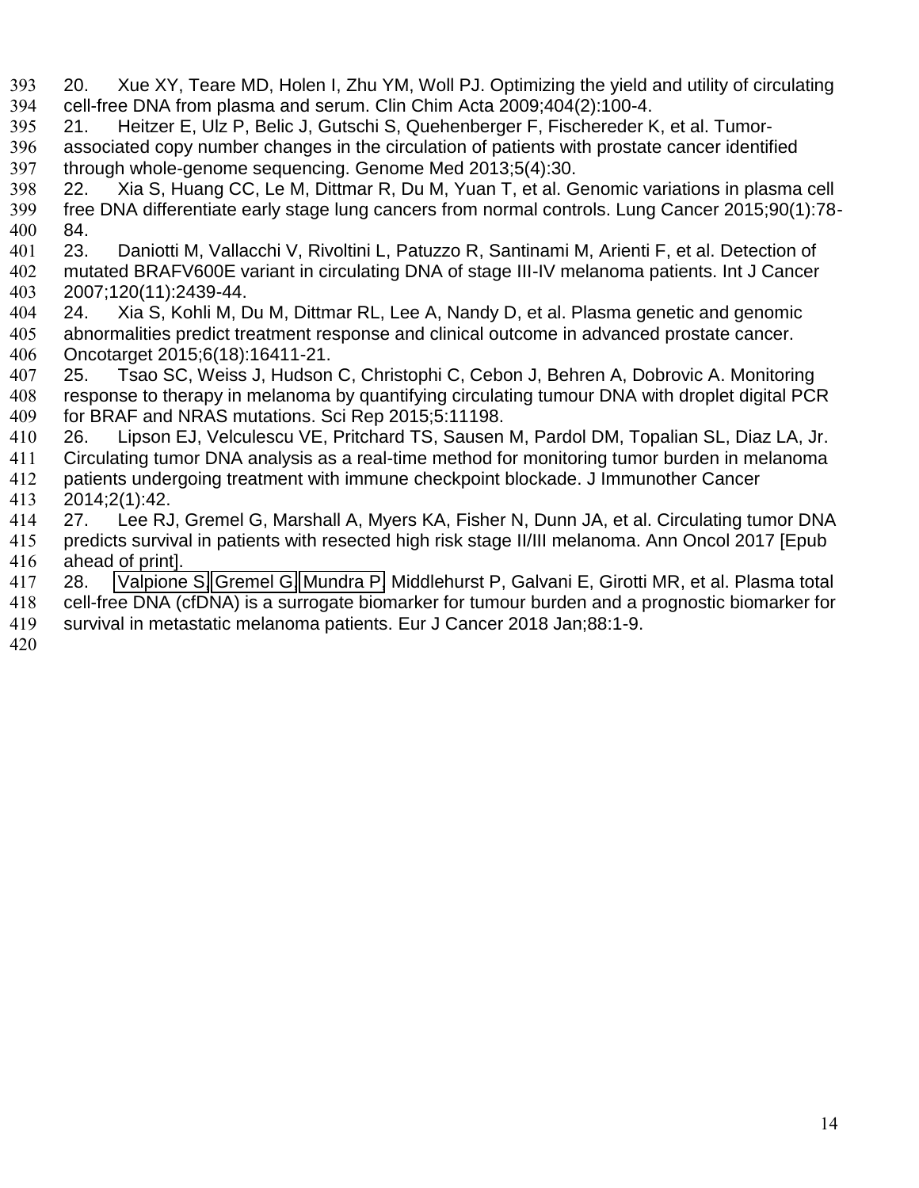20. Xue XY, Teare MD, Holen I, Zhu YM, Woll PJ. Optimizing the yield and utility of circulating cell-free DNA from plasma and serum. Clin Chim Acta 2009;404(2):100-4.
21. Heitzer E, Ulz P, Belic J, Gutschi S, Quehenberger F, Fischereder K, et al. Tumor-associated copy number changes in the circulation of patients with prostate cancer identified through whole-genome sequencing. Genome Med 2013;5(4):30.
22. Xia S, Huang CC, Le M, Dittmar R, Du M, Yuan T, et al. Genomic variations in plasma cell free DNA differentiate early stage lung cancers from normal controls. Lung Cancer 2015;90(1):78-84.
23. Daniotti M, Vallacchi V, Rivoltini L, Patuzzo R, Santinami M, Arienti F, et al. Detection of mutated BRAFV600E variant in circulating DNA of stage III-IV melanoma patients. Int J Cancer 2007;120(11):2439-44.
24. Xia S, Kohli M, Du M, Dittmar RL, Lee A, Nandy D, et al. Plasma genetic and genomic abnormalities predict treatment response and clinical outcome in advanced prostate cancer. Oncotarget 2015;6(18):16411-21.
25. Tsao SC, Weiss J, Hudson C, Christophi C, Cebon J, Behren A, Dobrovic A. Monitoring response to therapy in melanoma by quantifying circulating tumour DNA with droplet digital PCR for BRAF and NRAS mutations. Sci Rep 2015;5:11198.
26. Lipson EJ, Velculescu VE, Pritchard TS, Sausen M, Pardol DM, Topalian SL, Diaz LA, Jr. Circulating tumor DNA analysis as a real-time method for monitoring tumor burden in melanoma patients undergoing treatment with immune checkpoint blockade. J Immunother Cancer 2014;2(1):42.
27. Lee RJ, Gremel G, Marshall A, Myers KA, Fisher N, Dunn JA, et al. Circulating tumor DNA predicts survival in patients with resected high risk stage II/III melanoma. Ann Oncol 2017 [Epub ahead of print].
28. Valpione S, Gremel G, Mundra P, Middlehurst P, Galvani E, Girotti MR, et al. Plasma total cell-free DNA (cfDNA) is a surrogate biomarker for tumour burden and a prognostic biomarker for survival in metastatic melanoma patients. Eur J Cancer 2018 Jan;88:1-9.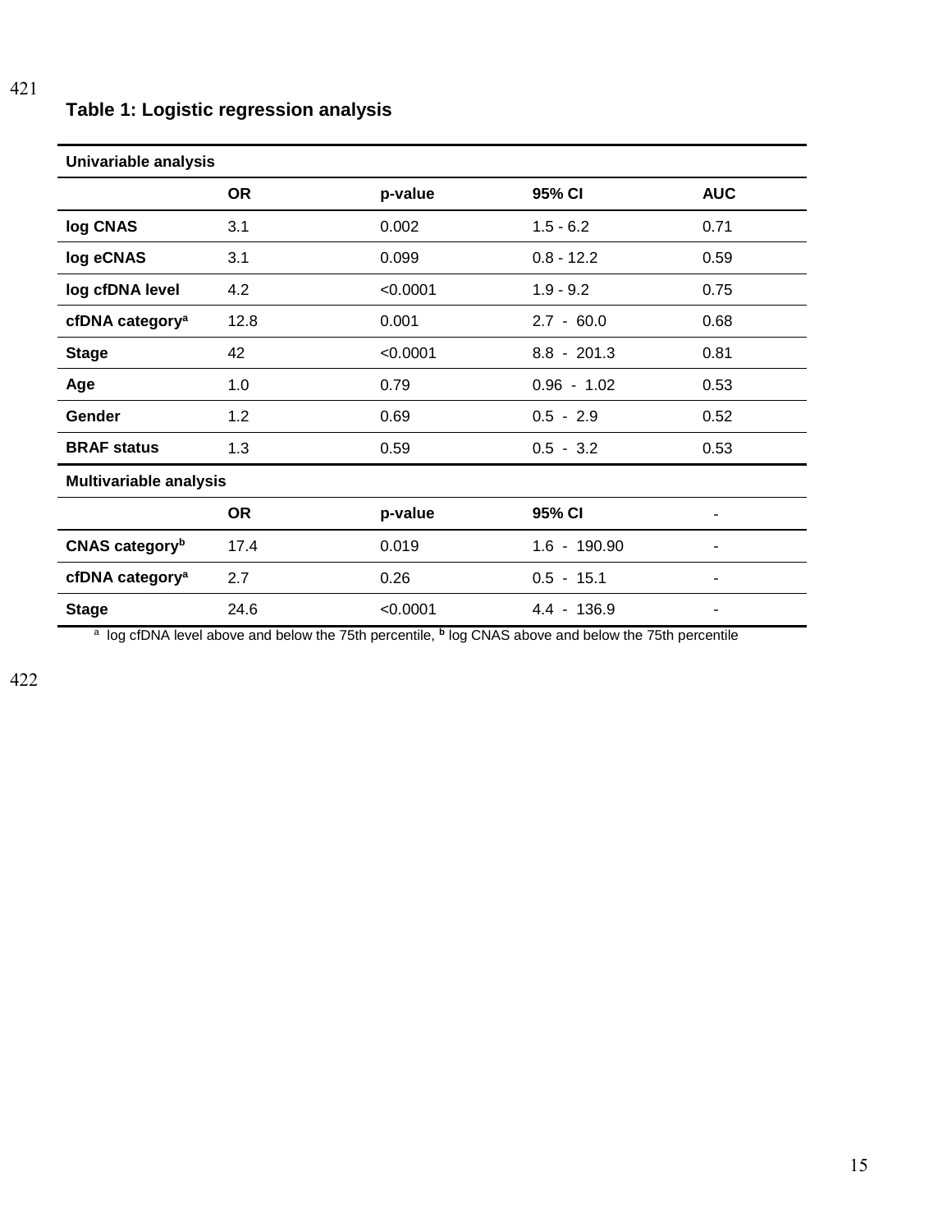## Table 1: Logistic regression analysis

| Univariable analysis | | | | |
|---|---|---|---|---|
| | **OR** | **p-value** | **95% CI** | **AUC** |
| **log CNAS** | 3.1 | 0.002 | 1.5 - 6.2 | 0.71 |
| **log eCNAS** | 3.1 | 0.099 | 0.8 - 12.2 | 0.59 |
| **log cfDNA level** | 4.2 | <0.0001 | 1.9 - 9.2 | 0.75 |
| **cfDNA category[a]** | 12.8 | 0.001 | 2.7 - 60.0 | 0.68 |
| **Stage** | 42 | <0.0001 | 8.8 - 201.3 | 0.81 |
| **Age** | 1.0 | 0.79 | 0.96 - 1.02 | 0.53 |
| **Gender** | 1.2 | 0.69 | 0.5 - 2.9 | 0.52 |
| **BRAF status** | 1.3 | 0.59 | 0.5 - 3.2 | 0.53 |
| **Multivariable analysis** | | | | |
| | **OR** | **p-value** | **95% CI** | - |
| **CNAS category[b]** | 17.4 | 0.019 | 1.6 - 190.90 | - |
| **cfDNA category[a]** | 2.7 | 0.26 | 0.5 - 15.1 | - |
| **Stage** | 24.6 | <0.0001 | 4.4 - 136.9 | - |

[a] log cfDNA level above and below the 75th percentile, [b] log CNAS above and below the 75th percentile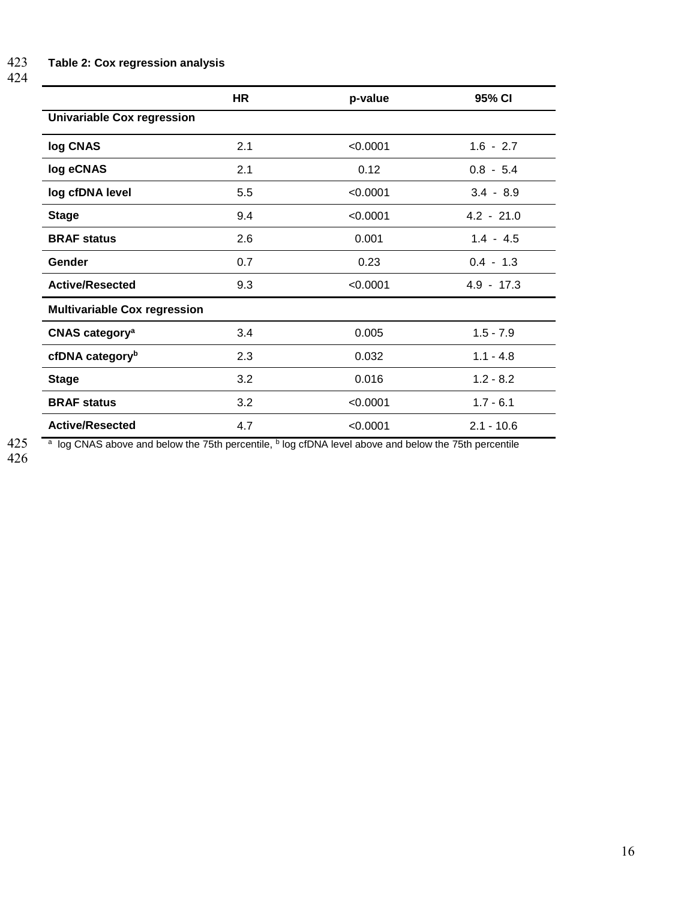**Table 2: Cox regression analysis**

| | HR | p-value | 95% CI |
|---|---|---|---|
| **Univariable Cox regression** | | | |
| **log CNAS** | 2.1 | <0.0001 | 1.6 - 2.7 |
| **log eCNAS** | 2.1 | 0.12 | 0.8 - 5.4 |
| **log cfDNA level** | 5.5 | <0.0001 | 3.4 - 8.9 |
| **Stage** | 9.4 | <0.0001 | 4.2 - 21.0 |
| **BRAF status** | 2.6 | 0.001 | 1.4 - 4.5 |
| **Gender** | 0.7 | 0.23 | 0.4 - 1.3 |
| **Active/Resected** | 9.3 | <0.0001 | 4.9 - 17.3 |
| **Multivariable Cox regression** | | | |
| **CNAS category[a]** | 3.4 | 0.005 | 1.5 - 7.9 |
| **cfDNA category[b]** | 2.3 | 0.032 | 1.1 - 4.8 |
| **Stage** | 3.2 | 0.016 | 1.2 - 8.2 |
| **BRAF status** | 3.2 | <0.0001 | 1.7 - 6.1 |
| **Active/Resected** | 4.7 | <0.0001 | 2.1 - 10.6 |

[a] log CNAS above and below the 75th percentile, [b] log cfDNA level above and below the 75th percentile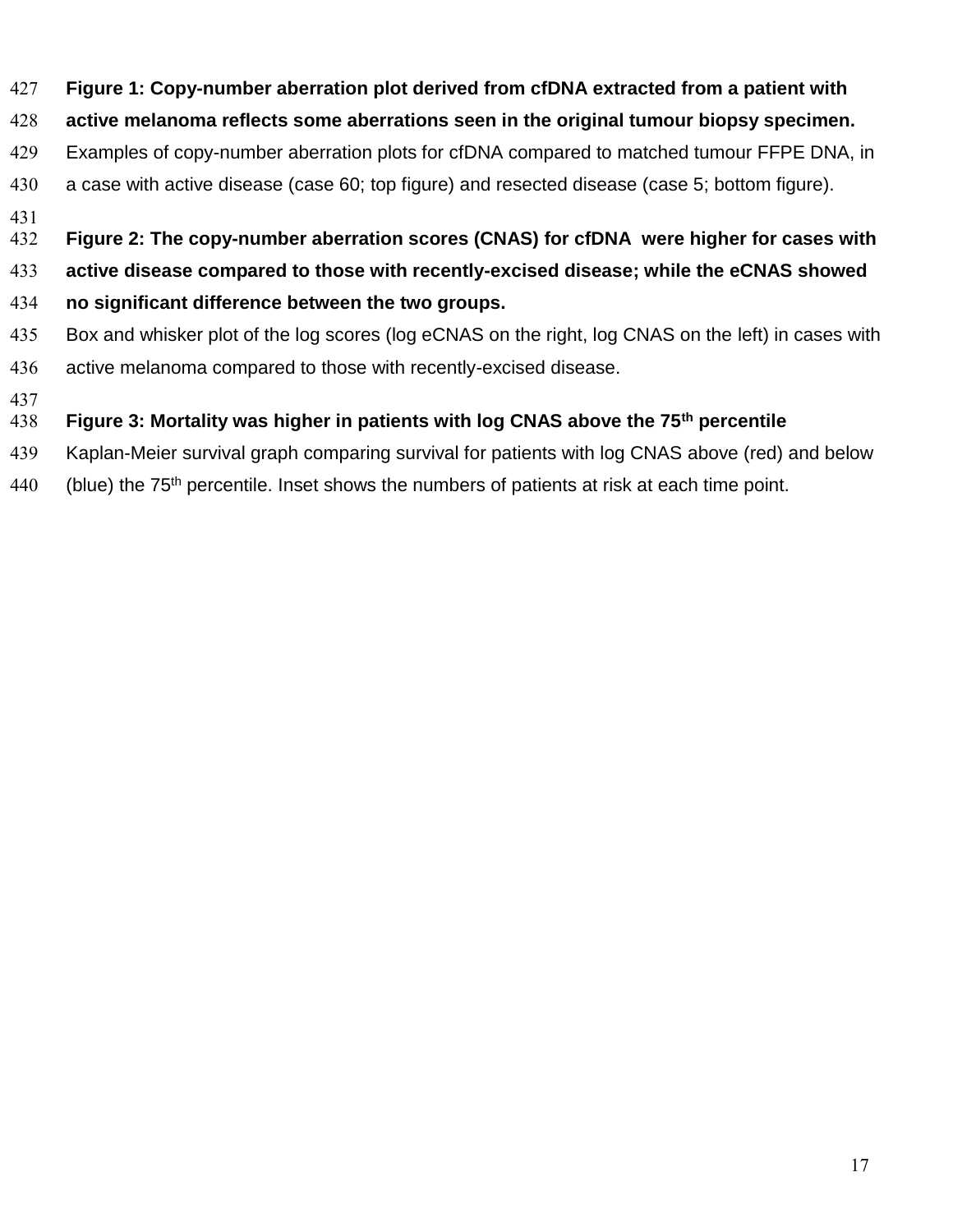**Figure 1: Copy-number aberration plot derived from cfDNA extracted from a patient with active melanoma reflects some aberrations seen in the original tumour biopsy specimen.** Examples of copy-number aberration plots for cfDNA compared to matched tumour FFPE DNA, in a case with active disease (case 60; top figure) and resected disease (case 5; bottom figure).

**Figure 2: The copy-number aberration scores (CNAS) for cfDNA were higher for cases with active disease compared to those with recently-excised disease; while the eCNAS showed no significant difference between the two groups.** Box and whisker plot of the log scores (log eCNAS on the right, log CNAS on the left) in cases with active melanoma compared to those with recently-excised disease.

**Figure 3: Mortality was higher in patients with log CNAS above the 75$^{th}$ percentile** Kaplan-Meier survival graph comparing survival for patients with log CNAS above (red) and below (blue) the 75$^{th}$ percentile. Inset shows the numbers of patients at risk at each time point.